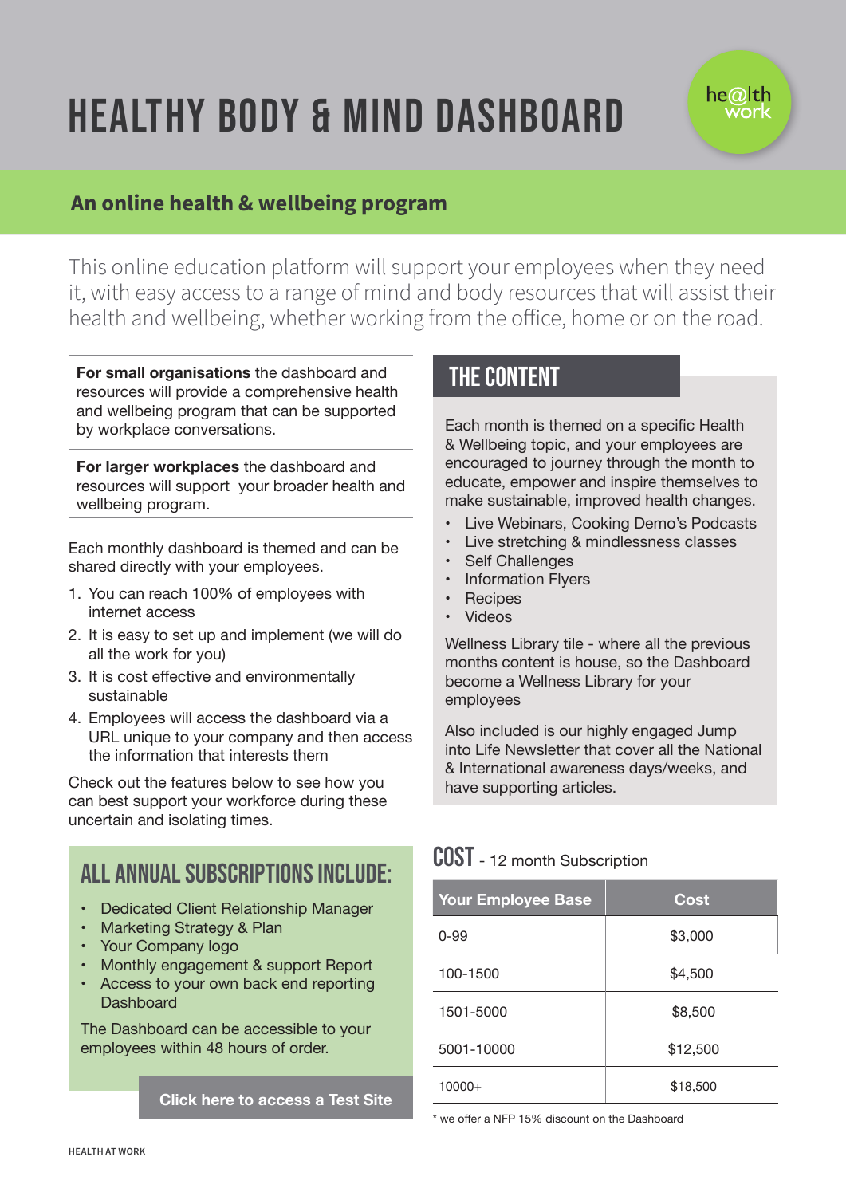# HEALTHY BODY & MIND DASHBOARD

he@lth work

## An online health & wellbeing program

This online education platform will support your employees when they need it, with easy access to a range of mind and body resources that will assist their health and wellbeing, whether working from the office, home or on the road.

**For small organisations** the dashboard and resources will provide a comprehensive health and wellbeing program that can be supported by workplace conversations.

**For larger workplaces** the dashboard and resources will support your broader health and wellbeing program.

Each monthly dashboard is themed and can be shared directly with your employees.

1. You can reach 100% of employees with internet access
2. It is easy to set up and implement (we will do all the work for you)
3. It is cost effective and environmentally sustainable
4. Employees will access the dashboard via a URL unique to your company and then access the information that interests them

Check out the features below to see how you can best support your workforce during these uncertain and isolating times.

## ALL ANNUAL SUBSCRIPTIONS INCLUDE:

- Dedicated Client Relationship Manager
- Marketing Strategy & Plan
- Your Company logo
- Monthly engagement & support Report
- Access to your own back end reporting Dashboard

The Dashboard can be accessible to your employees within 48 hours of order.

**Click here to access a Test Site**

## THE CONTENT

Each month is themed on a specific Health & Wellbeing topic, and your employees are encouraged to journey through the month to educate, empower and inspire themselves to make sustainable, improved health changes.

- Live Webinars, Cooking Demo's Podcasts
- Live stretching & mindlessness classes
- Self Challenges
- Information Flyers
- Recipes
- Videos

Wellness Library tile - where all the previous months content is house, so the Dashboard become a Wellness Library for your employees

Also included is our highly engaged Jump into Life Newsletter that cover all the National & International awareness days/weeks, and have supporting articles.

## COST - 12 month Subscription

| Your Employee Base | Cost |
|---|---|
| 0-99 | $3,000 |
| 100-1500 | $4,500 |
| 1501-5000 | $8,500 |
| 5001-10000 | $12,500 |
| 10000+ | $18,500 |

\* we offer a NFP 15% discount on the Dashboard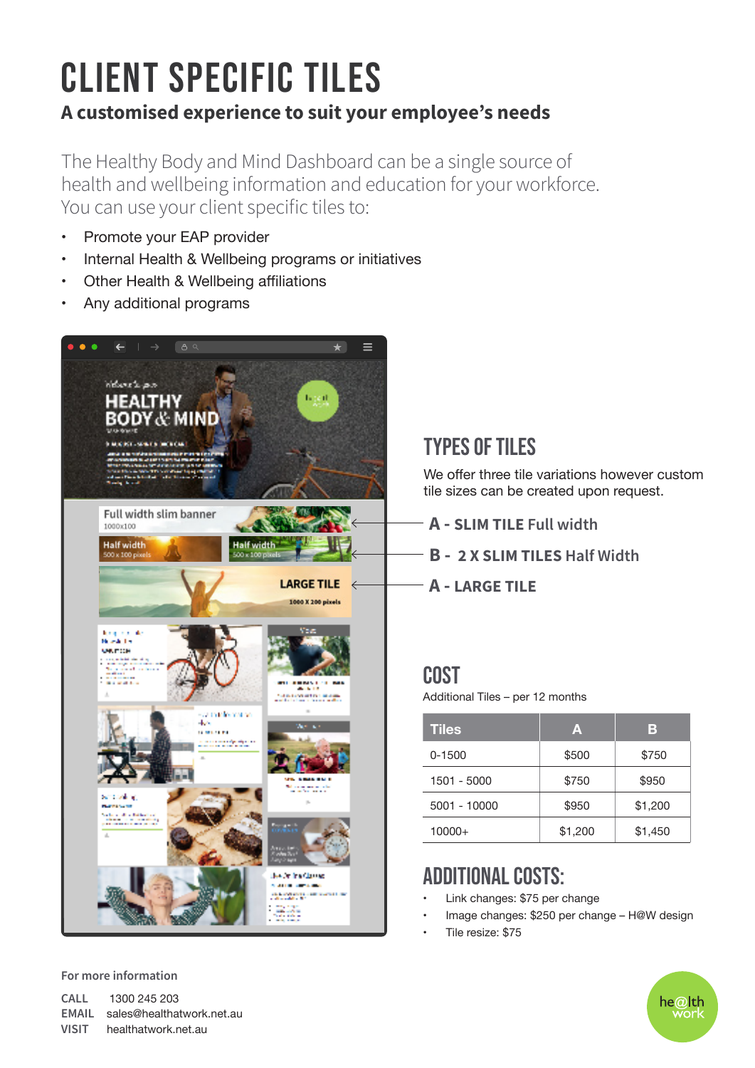# CLIENT SPECIFIC TILES

**A customised experience to suit your employee's needs**

The Healthy Body and Mind Dashboard can be a single source of health and wellbeing information and education for your workforce. You can use your client specific tiles to:

- Promote your EAP provider
- Internal Health & Wellbeing programs or initiatives
- Other Health & Wellbeing affiliations
- Any additional programs

## TYPES OF TILES

We offer three tile variations however custom tile sizes can be created upon request.

**A - SLIM TILE Full width**

**B - 2 X SLIM TILES Half Width**

**A - LARGE TILE**

## COST

Additional Tiles – per 12 months

| Tiles | A | B |
|---|---|---|
| 0-1500 | $500 | $750 |
| 1501 - 5000 | $750 | $950 |
| 5001 - 10000 | $950 | $1,200 |
| 10000+ | $1,200 | $1,450 |

## ADDITIONAL COSTS:

- Link changes: $75 per change
- Image changes: $250 per change – H@W design
- Tile resize: $75

**For more information**

CALL 1300 245 203
EMAIL sales@healthatwork.net.au
VISIT healthatwork.net.au